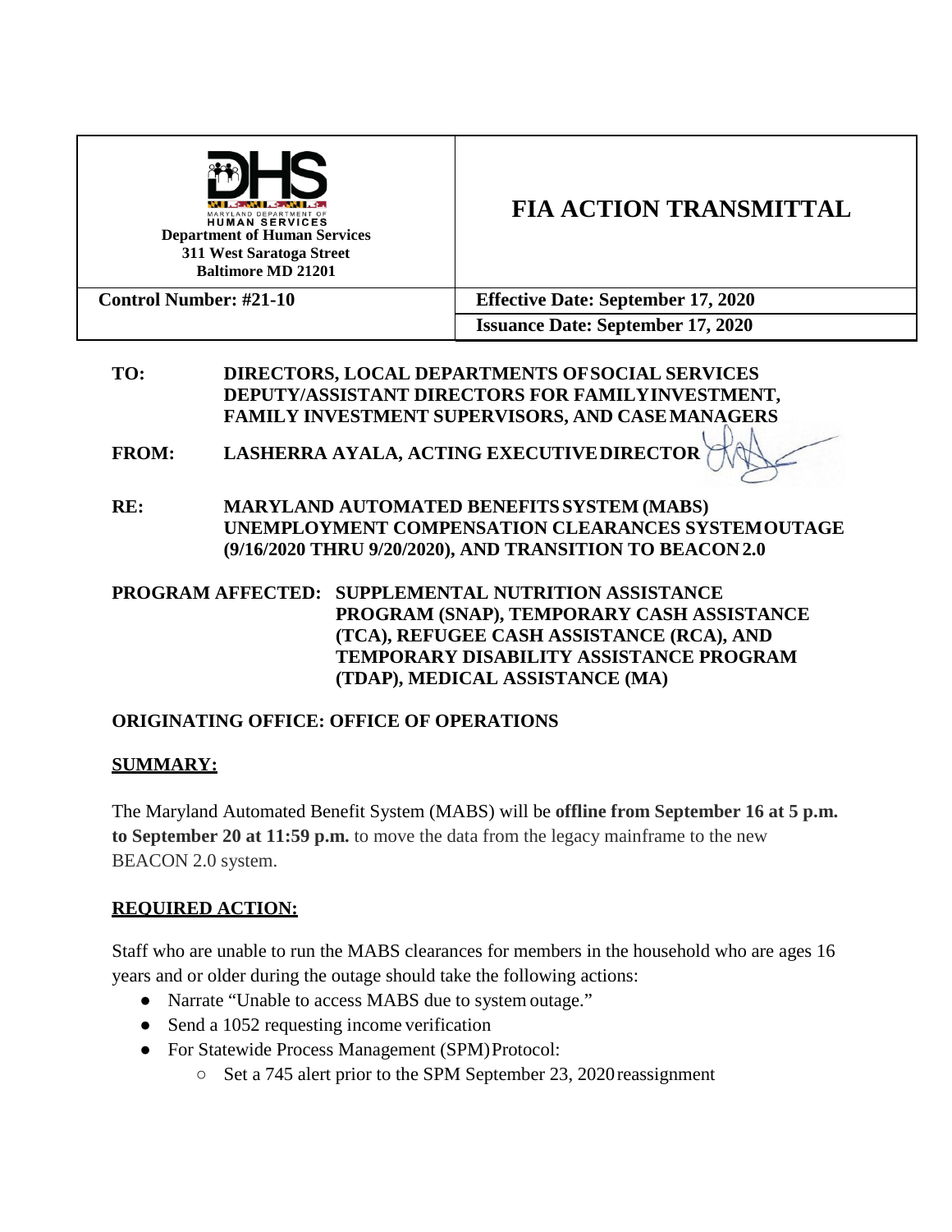| Department of Human Services<br>311 West Saratoga Street<br>Baltimore MD 21201 | **FIA ACTION TRANSMITTAL** |
|---|---|
| **Control Number: #21-10** | **Effective Date: September 17, 2020** |
| | **Issuance Date: September 17, 2020** |

**TO:** DIRECTORS, LOCAL DEPARTMENTS OF SOCIAL SERVICES DEPUTY/ASSISTANT DIRECTORS FOR FAMILY INVESTMENT, FAMILY INVESTMENT SUPERVISORS, AND CASE MANAGERS

**FROM:** LASHERRA AYALA, ACTING EXECUTIVE DIRECTOR

**RE:** MARYLAND AUTOMATED BENEFITS SYSTEM (MABS) UNEMPLOYMENT COMPENSATION CLEARANCES SYSTEM OUTAGE (9/16/2020 THRU 9/20/2020), AND TRANSITION TO BEACON 2.0

**PROGRAM AFFECTED:** SUPPLEMENTAL NUTRITION ASSISTANCE PROGRAM (SNAP), TEMPORARY CASH ASSISTANCE (TCA), REFUGEE CASH ASSISTANCE (RCA), AND TEMPORARY DISABILITY ASSISTANCE PROGRAM (TDAP), MEDICAL ASSISTANCE (MA)

**ORIGINATING OFFICE: OFFICE OF OPERATIONS**

## SUMMARY:

The Maryland Automated Benefit System (MABS) will be **offline from September 16 at 5 p.m. to September 20 at 11:59 p.m.** to move the data from the legacy mainframe to the new BEACON 2.0 system.

## REQUIRED ACTION:

Staff who are unable to run the MABS clearances for members in the household who are ages 16 years and or older during the outage should take the following actions:

- Narrate "Unable to access MABS due to system outage."
- Send a 1052 requesting income verification
- For Statewide Process Management (SPM) Protocol:
  - Set a 745 alert prior to the SPM September 23, 2020 reassignment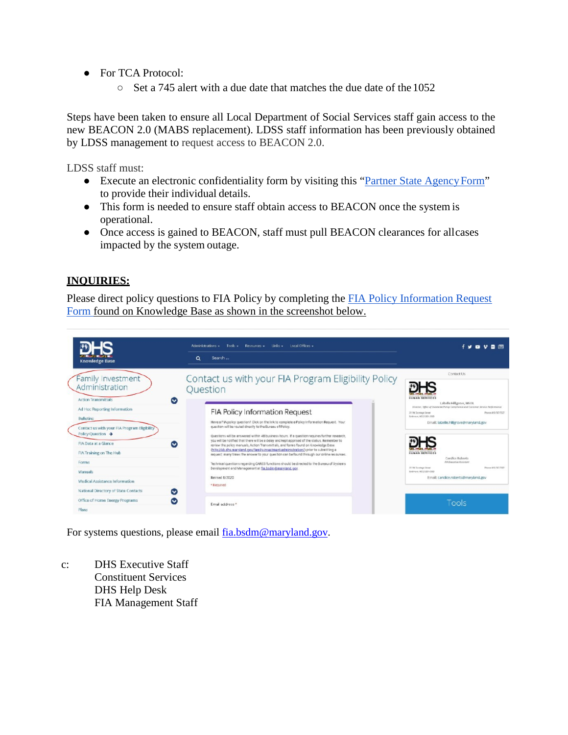- For TCA Protocol:
  - Set a 745 alert with a due date that matches the due date of the 1052

Steps have been taken to ensure all Local Department of Social Services staff gain access to the new BEACON 2.0 (MABS replacement). LDSS staff information has been previously obtained by LDSS management to request access to BEACON 2.0.

LDSS staff must:

- Execute an electronic confidentiality form by visiting this "Partner State Agency Form" to provide their individual details.
- This form is needed to ensure staff obtain access to BEACON once the system is operational.
- Once access is gained to BEACON, staff must pull BEACON clearances for all cases impacted by the system outage.

**INQUIRIES:**

Please direct policy questions to FIA Policy by completing the FIA Policy Information Request Form found on Knowledge Base as shown in the screenshot below.

For systems questions, please email fia.bsdm@maryland.gov.

c: DHS Executive Staff
Constituent Services
DHS Help Desk
FIA Management Staff